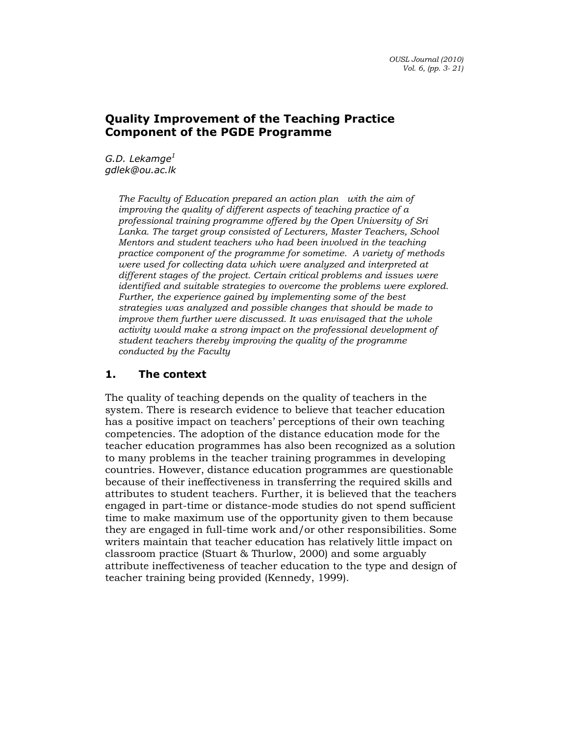# Quality Improvement of the Teaching Practice Component of the PGDE Programme

*G.D. Lekamge[1]*
*gdlek@ou.ac.lk*

*The Faculty of Education prepared an action plan with the aim of improving the quality of different aspects of teaching practice of a professional training programme offered by the Open University of Sri Lanka. The target group consisted of Lecturers, Master Teachers, School Mentors and student teachers who had been involved in the teaching practice component of the programme for sometime. A variety of methods were used for collecting data which were analyzed and interpreted at different stages of the project. Certain critical problems and issues were identified and suitable strategies to overcome the problems were explored. Further, the experience gained by implementing some of the best strategies was analyzed and possible changes that should be made to improve them further were discussed. It was envisaged that the whole activity would make a strong impact on the professional development of student teachers thereby improving the quality of the programme conducted by the Faculty*

## 1. The context

The quality of teaching depends on the quality of teachers in the system. There is research evidence to believe that teacher education has a positive impact on teachers' perceptions of their own teaching competencies. The adoption of the distance education mode for the teacher education programmes has also been recognized as a solution to many problems in the teacher training programmes in developing countries. However, distance education programmes are questionable because of their ineffectiveness in transferring the required skills and attributes to student teachers. Further, it is believed that the teachers engaged in part-time or distance-mode studies do not spend sufficient time to make maximum use of the opportunity given to them because they are engaged in full-time work and/or other responsibilities. Some writers maintain that teacher education has relatively little impact on classroom practice (Stuart & Thurlow, 2000) and some arguably attribute ineffectiveness of teacher education to the type and design of teacher training being provided (Kennedy, 1999).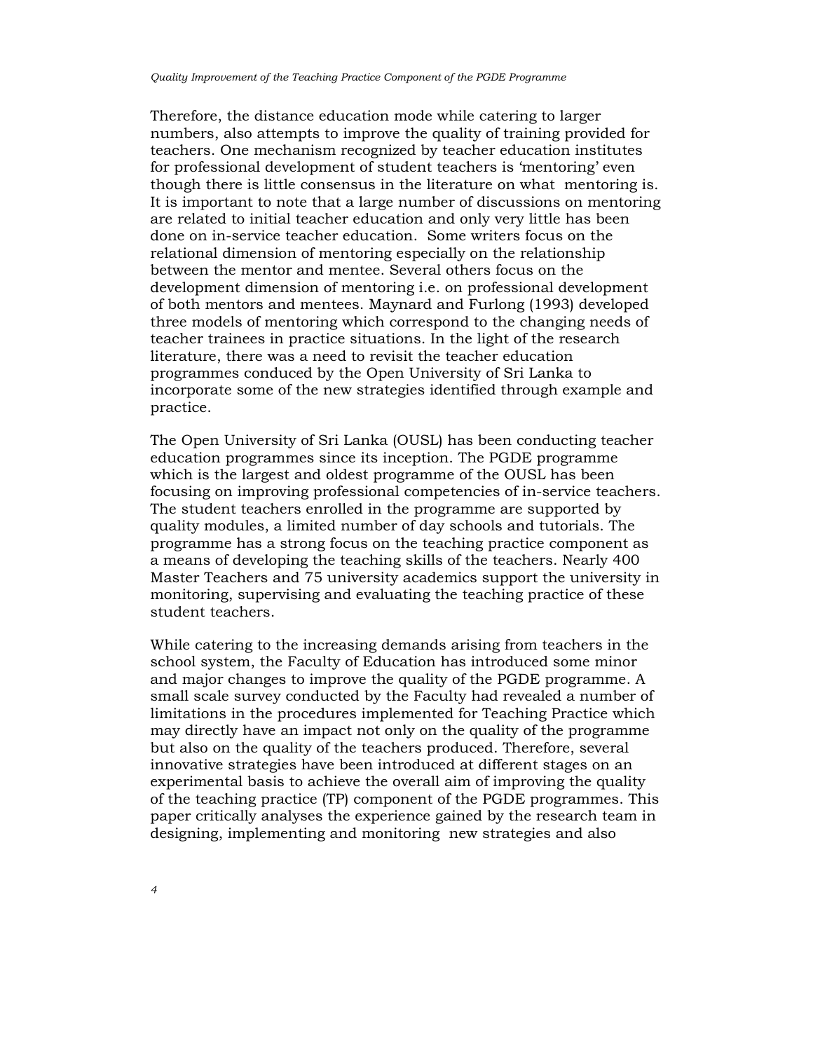Therefore, the distance education mode while catering to larger numbers, also attempts to improve the quality of training provided for teachers. One mechanism recognized by teacher education institutes for professional development of student teachers is 'mentoring' even though there is little consensus in the literature on what mentoring is. It is important to note that a large number of discussions on mentoring are related to initial teacher education and only very little has been done on in-service teacher education. Some writers focus on the relational dimension of mentoring especially on the relationship between the mentor and mentee. Several others focus on the development dimension of mentoring i.e. on professional development of both mentors and mentees. Maynard and Furlong (1993) developed three models of mentoring which correspond to the changing needs of teacher trainees in practice situations. In the light of the research literature, there was a need to revisit the teacher education programmes conduced by the Open University of Sri Lanka to incorporate some of the new strategies identified through example and practice.

The Open University of Sri Lanka (OUSL) has been conducting teacher education programmes since its inception. The PGDE programme which is the largest and oldest programme of the OUSL has been focusing on improving professional competencies of in-service teachers. The student teachers enrolled in the programme are supported by quality modules, a limited number of day schools and tutorials. The programme has a strong focus on the teaching practice component as a means of developing the teaching skills of the teachers. Nearly 400 Master Teachers and 75 university academics support the university in monitoring, supervising and evaluating the teaching practice of these student teachers.

While catering to the increasing demands arising from teachers in the school system, the Faculty of Education has introduced some minor and major changes to improve the quality of the PGDE programme. A small scale survey conducted by the Faculty had revealed a number of limitations in the procedures implemented for Teaching Practice which may directly have an impact not only on the quality of the programme but also on the quality of the teachers produced. Therefore, several innovative strategies have been introduced at different stages on an experimental basis to achieve the overall aim of improving the quality of the teaching practice (TP) component of the PGDE programmes. This paper critically analyses the experience gained by the research team in designing, implementing and monitoring new strategies and also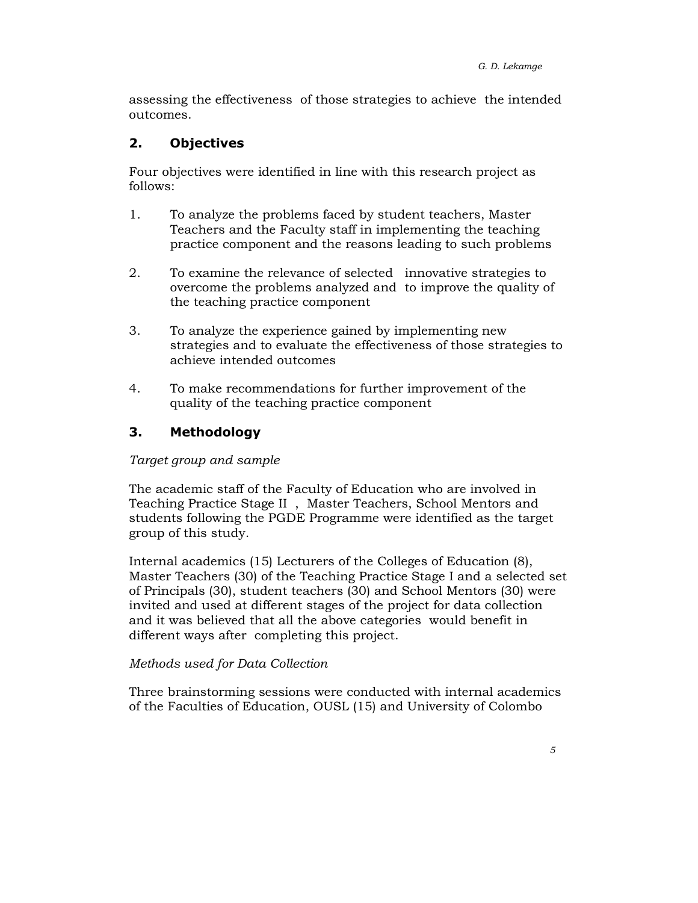assessing the effectiveness of those strategies to achieve the intended outcomes.

## 2. Objectives

Four objectives were identified in line with this research project as follows:

1. To analyze the problems faced by student teachers, Master Teachers and the Faculty staff in implementing the teaching practice component and the reasons leading to such problems

2. To examine the relevance of selected innovative strategies to overcome the problems analyzed and to improve the quality of the teaching practice component

3. To analyze the experience gained by implementing new strategies and to evaluate the effectiveness of those strategies to achieve intended outcomes

4. To make recommendations for further improvement of the quality of the teaching practice component

## 3. Methodology

*Target group and sample*

The academic staff of the Faculty of Education who are involved in Teaching Practice Stage II , Master Teachers, School Mentors and students following the PGDE Programme were identified as the target group of this study.

Internal academics (15) Lecturers of the Colleges of Education (8), Master Teachers (30) of the Teaching Practice Stage I and a selected set of Principals (30), student teachers (30) and School Mentors (30) were invited and used at different stages of the project for data collection and it was believed that all the above categories would benefit in different ways after completing this project.

*Methods used for Data Collection*

Three brainstorming sessions were conducted with internal academics of the Faculties of Education, OUSL (15) and University of Colombo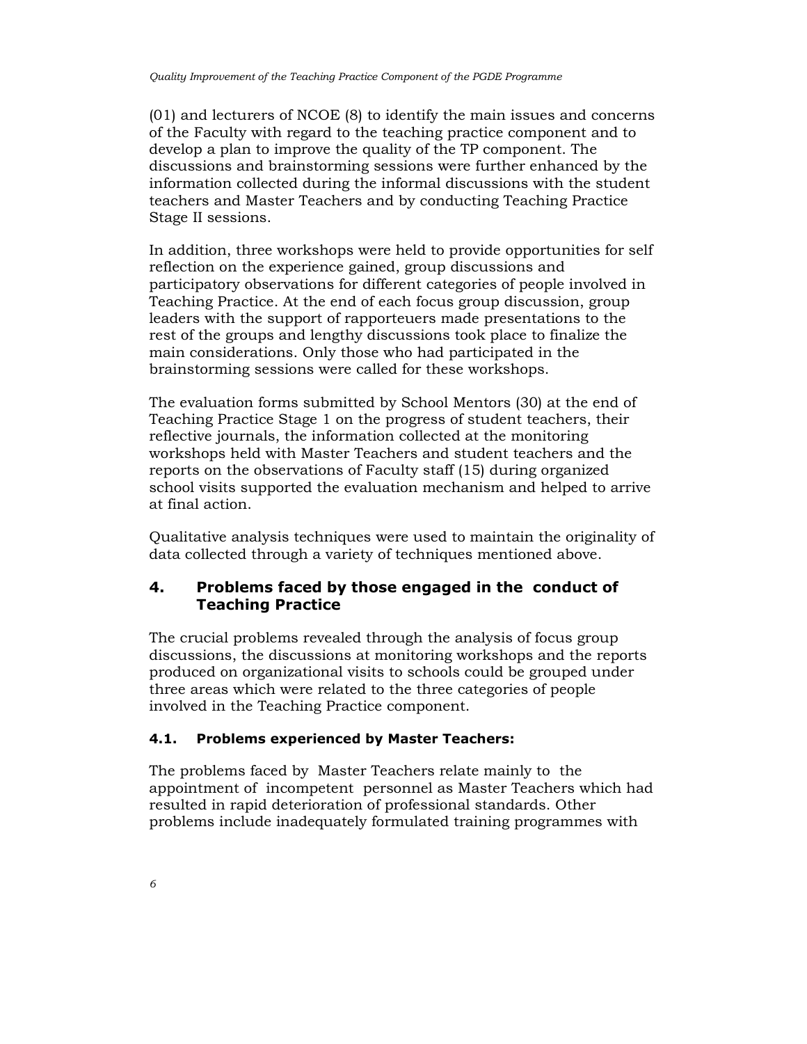(01) and lecturers of NCOE (8) to identify the main issues and concerns of the Faculty with regard to the teaching practice component and to develop a plan to improve the quality of the TP component. The discussions and brainstorming sessions were further enhanced by the information collected during the informal discussions with the student teachers and Master Teachers and by conducting Teaching Practice Stage II sessions.

In addition, three workshops were held to provide opportunities for self reflection on the experience gained, group discussions and participatory observations for different categories of people involved in Teaching Practice. At the end of each focus group discussion, group leaders with the support of rapporteuers made presentations to the rest of the groups and lengthy discussions took place to finalize the main considerations. Only those who had participated in the brainstorming sessions were called for these workshops.

The evaluation forms submitted by School Mentors (30) at the end of Teaching Practice Stage 1 on the progress of student teachers, their reflective journals, the information collected at the monitoring workshops held with Master Teachers and student teachers and the reports on the observations of Faculty staff (15) during organized school visits supported the evaluation mechanism and helped to arrive at final action.

Qualitative analysis techniques were used to maintain the originality of data collected through a variety of techniques mentioned above.

## 4. Problems faced by those engaged in the conduct of Teaching Practice

The crucial problems revealed through the analysis of focus group discussions, the discussions at monitoring workshops and the reports produced on organizational visits to schools could be grouped under three areas which were related to the three categories of people involved in the Teaching Practice component.

### 4.1. Problems experienced by Master Teachers:

The problems faced by Master Teachers relate mainly to the appointment of incompetent personnel as Master Teachers which had resulted in rapid deterioration of professional standards. Other problems include inadequately formulated training programmes with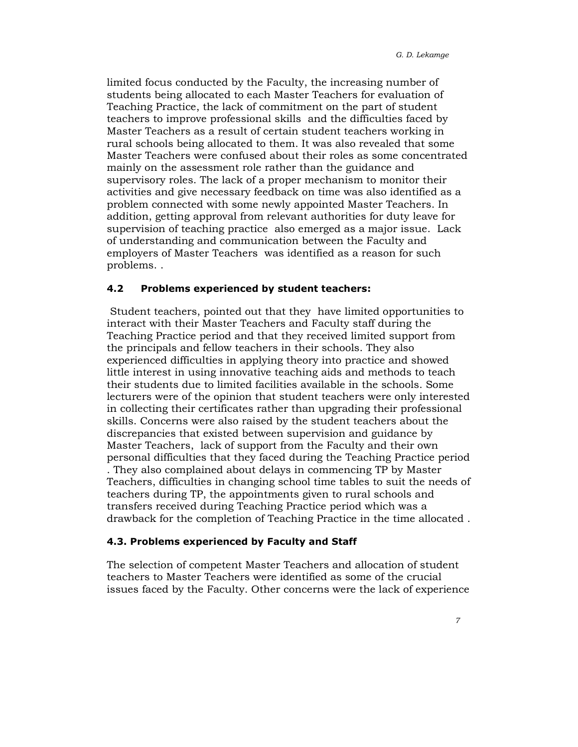limited focus conducted by the Faculty, the increasing number of students being allocated to each Master Teachers for evaluation of Teaching Practice, the lack of commitment on the part of student teachers to improve professional skills and the difficulties faced by Master Teachers as a result of certain student teachers working in rural schools being allocated to them. It was also revealed that some Master Teachers were confused about their roles as some concentrated mainly on the assessment role rather than the guidance and supervisory roles. The lack of a proper mechanism to monitor their activities and give necessary feedback on time was also identified as a problem connected with some newly appointed Master Teachers. In addition, getting approval from relevant authorities for duty leave for supervision of teaching practice also emerged as a major issue. Lack of understanding and communication between the Faculty and employers of Master Teachers was identified as a reason for such problems. .

### 4.2 Problems experienced by student teachers:

Student teachers, pointed out that they have limited opportunities to interact with their Master Teachers and Faculty staff during the Teaching Practice period and that they received limited support from the principals and fellow teachers in their schools. They also experienced difficulties in applying theory into practice and showed little interest in using innovative teaching aids and methods to teach their students due to limited facilities available in the schools. Some lecturers were of the opinion that student teachers were only interested in collecting their certificates rather than upgrading their professional skills. Concerns were also raised by the student teachers about the discrepancies that existed between supervision and guidance by Master Teachers, lack of support from the Faculty and their own personal difficulties that they faced during the Teaching Practice period . They also complained about delays in commencing TP by Master Teachers, difficulties in changing school time tables to suit the needs of teachers during TP, the appointments given to rural schools and transfers received during Teaching Practice period which was a drawback for the completion of Teaching Practice in the time allocated .

### 4.3. Problems experienced by Faculty and Staff

The selection of competent Master Teachers and allocation of student teachers to Master Teachers were identified as some of the crucial issues faced by the Faculty. Other concerns were the lack of experience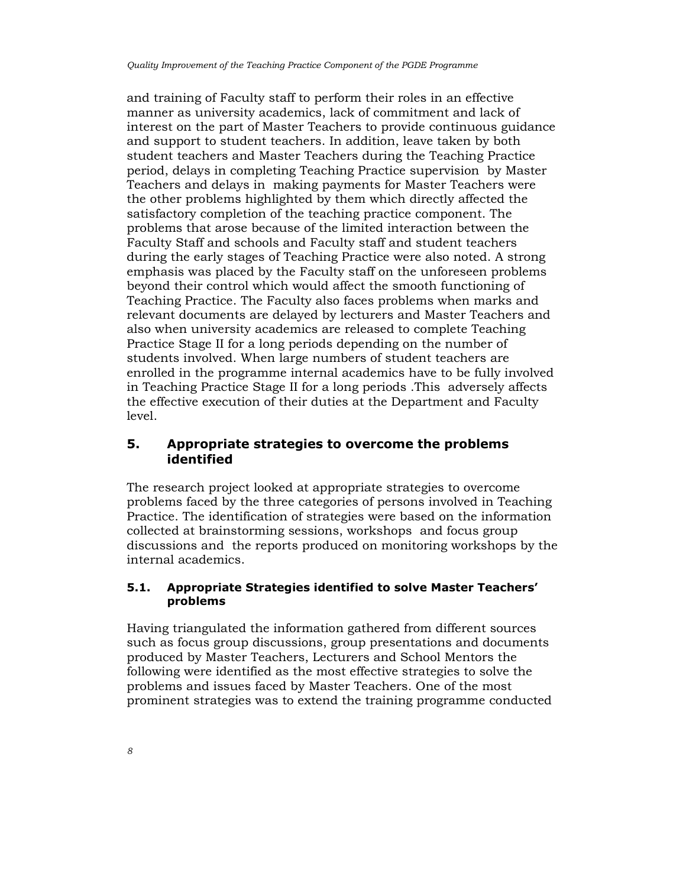and training of Faculty staff to perform their roles in an effective manner as university academics, lack of commitment and lack of interest on the part of Master Teachers to provide continuous guidance and support to student teachers. In addition, leave taken by both student teachers and Master Teachers during the Teaching Practice period, delays in completing Teaching Practice supervision by Master Teachers and delays in making payments for Master Teachers were the other problems highlighted by them which directly affected the satisfactory completion of the teaching practice component. The problems that arose because of the limited interaction between the Faculty Staff and schools and Faculty staff and student teachers during the early stages of Teaching Practice were also noted. A strong emphasis was placed by the Faculty staff on the unforeseen problems beyond their control which would affect the smooth functioning of Teaching Practice. The Faculty also faces problems when marks and relevant documents are delayed by lecturers and Master Teachers and also when university academics are released to complete Teaching Practice Stage II for a long periods depending on the number of students involved. When large numbers of student teachers are enrolled in the programme internal academics have to be fully involved in Teaching Practice Stage II for a long periods .This adversely affects the effective execution of their duties at the Department and Faculty level.

## 5. Appropriate strategies to overcome the problems identified

The research project looked at appropriate strategies to overcome problems faced by the three categories of persons involved in Teaching Practice. The identification of strategies were based on the information collected at brainstorming sessions, workshops and focus group discussions and the reports produced on monitoring workshops by the internal academics.

### 5.1. Appropriate Strategies identified to solve Master Teachers' problems

Having triangulated the information gathered from different sources such as focus group discussions, group presentations and documents produced by Master Teachers, Lecturers and School Mentors the following were identified as the most effective strategies to solve the problems and issues faced by Master Teachers. One of the most prominent strategies was to extend the training programme conducted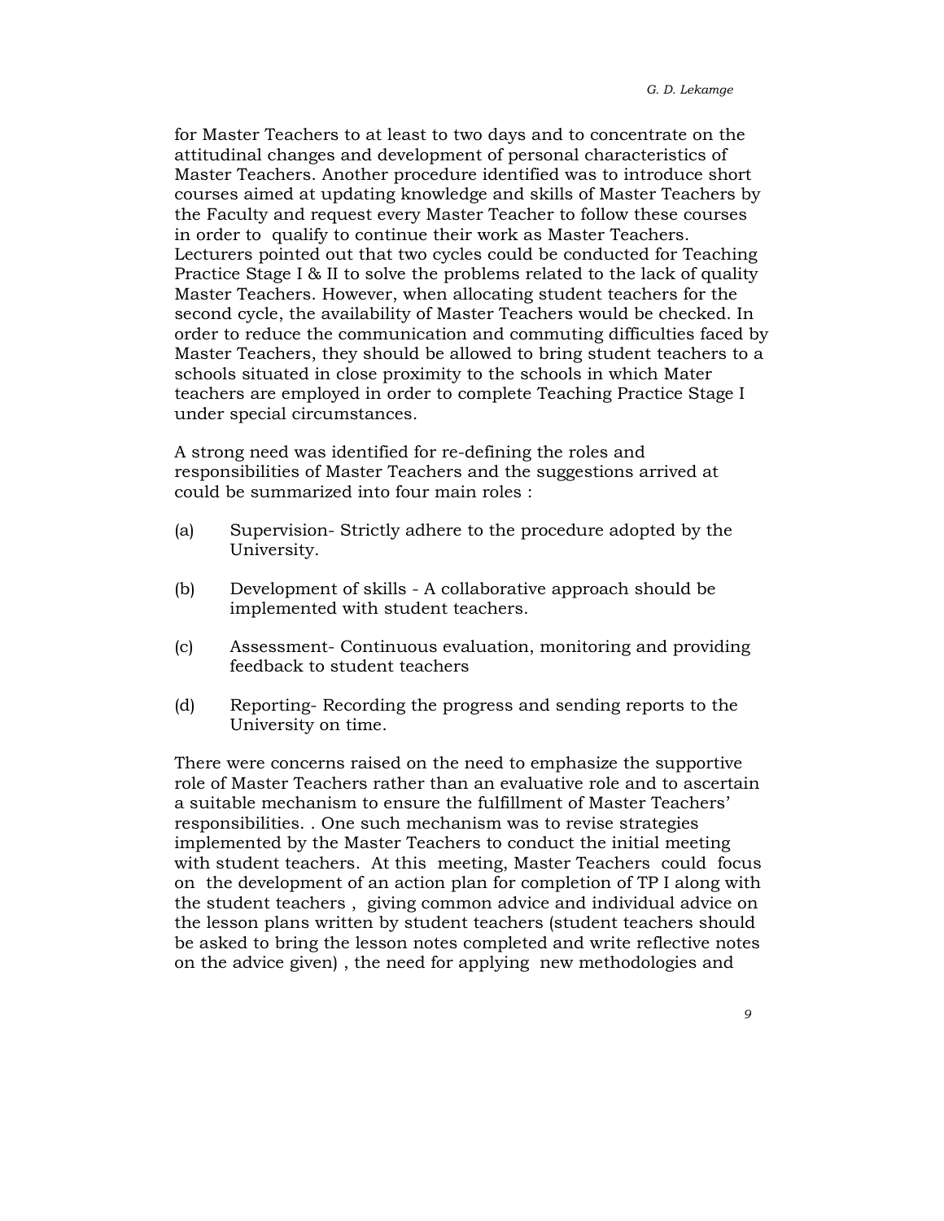for Master Teachers to at least to two days and to concentrate on the attitudinal changes and development of personal characteristics of Master Teachers. Another procedure identified was to introduce short courses aimed at updating knowledge and skills of Master Teachers by the Faculty and request every Master Teacher to follow these courses in order to qualify to continue their work as Master Teachers. Lecturers pointed out that two cycles could be conducted for Teaching Practice Stage I & II to solve the problems related to the lack of quality Master Teachers. However, when allocating student teachers for the second cycle, the availability of Master Teachers would be checked. In order to reduce the communication and commuting difficulties faced by Master Teachers, they should be allowed to bring student teachers to a schools situated in close proximity to the schools in which Mater teachers are employed in order to complete Teaching Practice Stage I under special circumstances.

A strong need was identified for re-defining the roles and responsibilities of Master Teachers and the suggestions arrived at could be summarized into four main roles :

(a) Supervision- Strictly adhere to the procedure adopted by the University.

(b) Development of skills - A collaborative approach should be implemented with student teachers.

(c) Assessment- Continuous evaluation, monitoring and providing feedback to student teachers

(d) Reporting- Recording the progress and sending reports to the University on time.

There were concerns raised on the need to emphasize the supportive role of Master Teachers rather than an evaluative role and to ascertain a suitable mechanism to ensure the fulfillment of Master Teachers' responsibilities. . One such mechanism was to revise strategies implemented by the Master Teachers to conduct the initial meeting with student teachers. At this meeting, Master Teachers could focus on the development of an action plan for completion of TP I along with the student teachers , giving common advice and individual advice on the lesson plans written by student teachers (student teachers should be asked to bring the lesson notes completed and write reflective notes on the advice given) , the need for applying new methodologies and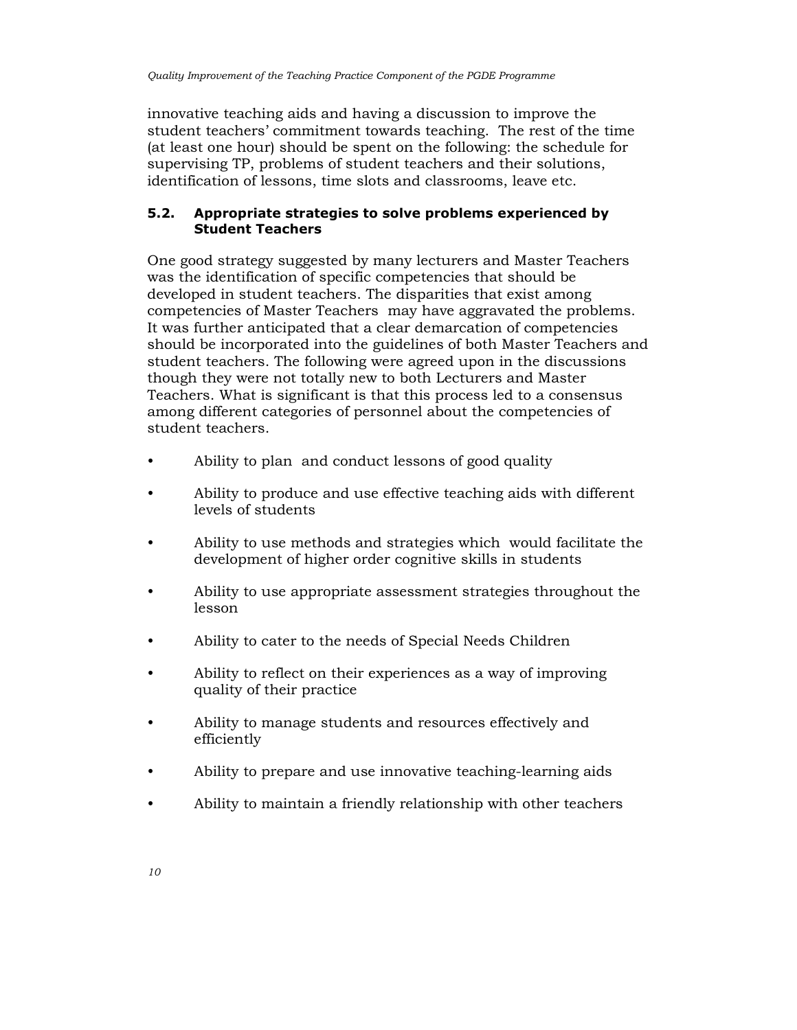innovative teaching aids and having a discussion to improve the student teachers' commitment towards teaching. The rest of the time (at least one hour) should be spent on the following: the schedule for supervising TP, problems of student teachers and their solutions, identification of lessons, time slots and classrooms, leave etc.

### 5.2. Appropriate strategies to solve problems experienced by Student Teachers

One good strategy suggested by many lecturers and Master Teachers was the identification of specific competencies that should be developed in student teachers. The disparities that exist among competencies of Master Teachers may have aggravated the problems. It was further anticipated that a clear demarcation of competencies should be incorporated into the guidelines of both Master Teachers and student teachers. The following were agreed upon in the discussions though they were not totally new to both Lecturers and Master Teachers. What is significant is that this process led to a consensus among different categories of personnel about the competencies of student teachers.

- Ability to plan and conduct lessons of good quality
- Ability to produce and use effective teaching aids with different levels of students
- Ability to use methods and strategies which would facilitate the development of higher order cognitive skills in students
- Ability to use appropriate assessment strategies throughout the lesson
- Ability to cater to the needs of Special Needs Children
- Ability to reflect on their experiences as a way of improving quality of their practice
- Ability to manage students and resources effectively and efficiently
- Ability to prepare and use innovative teaching-learning aids
- Ability to maintain a friendly relationship with other teachers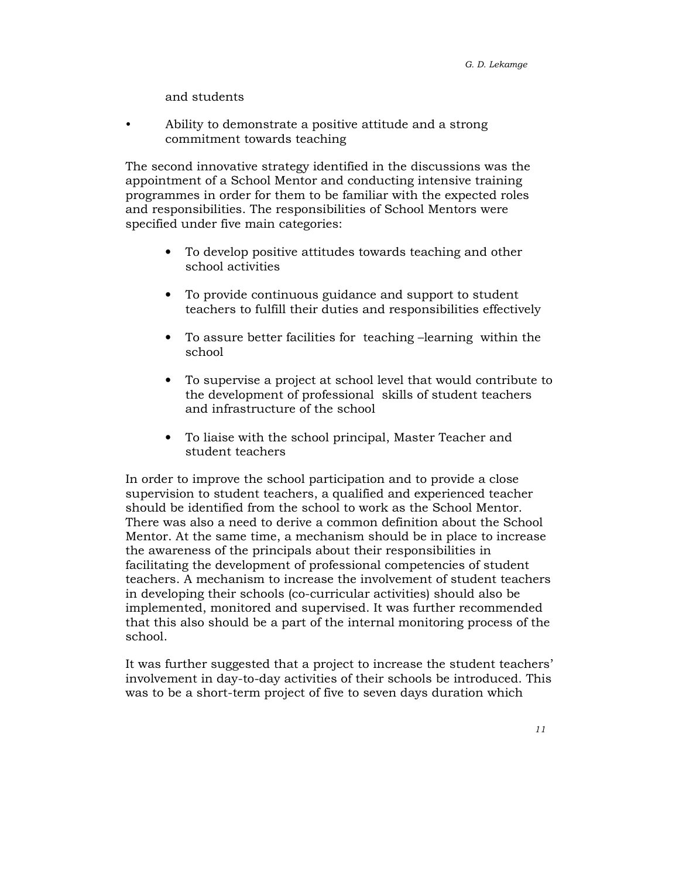and students

- Ability to demonstrate a positive attitude and a strong commitment towards teaching

The second innovative strategy identified in the discussions was the appointment of a School Mentor and conducting intensive training programmes in order for them to be familiar with the expected roles and responsibilities. The responsibilities of School Mentors were specified under five main categories:

- To develop positive attitudes towards teaching and other school activities
- To provide continuous guidance and support to student teachers to fulfill their duties and responsibilities effectively
- To assure better facilities for teaching –learning within the school
- To supervise a project at school level that would contribute to the development of professional skills of student teachers and infrastructure of the school
- To liaise with the school principal, Master Teacher and student teachers

In order to improve the school participation and to provide a close supervision to student teachers, a qualified and experienced teacher should be identified from the school to work as the School Mentor. There was also a need to derive a common definition about the School Mentor. At the same time, a mechanism should be in place to increase the awareness of the principals about their responsibilities in facilitating the development of professional competencies of student teachers. A mechanism to increase the involvement of student teachers in developing their schools (co-curricular activities) should also be implemented, monitored and supervised. It was further recommended that this also should be a part of the internal monitoring process of the school.

It was further suggested that a project to increase the student teachers' involvement in day-to-day activities of their schools be introduced. This was to be a short-term project of five to seven days duration which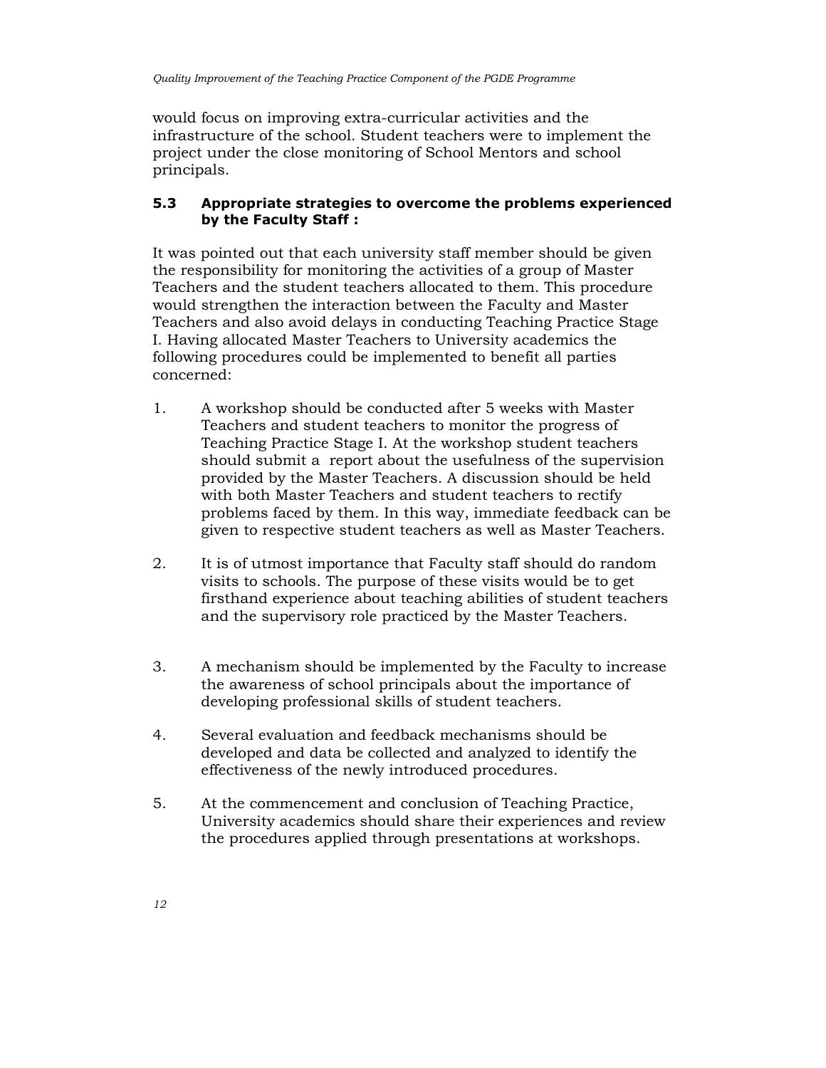would focus on improving extra-curricular activities and the infrastructure of the school. Student teachers were to implement the project under the close monitoring of School Mentors and school principals.

### 5.3 Appropriate strategies to overcome the problems experienced by the Faculty Staff :

It was pointed out that each university staff member should be given the responsibility for monitoring the activities of a group of Master Teachers and the student teachers allocated to them. This procedure would strengthen the interaction between the Faculty and Master Teachers and also avoid delays in conducting Teaching Practice Stage I. Having allocated Master Teachers to University academics the following procedures could be implemented to benefit all parties concerned:

1. A workshop should be conducted after 5 weeks with Master Teachers and student teachers to monitor the progress of Teaching Practice Stage I. At the workshop student teachers should submit a report about the usefulness of the supervision provided by the Master Teachers. A discussion should be held with both Master Teachers and student teachers to rectify problems faced by them. In this way, immediate feedback can be given to respective student teachers as well as Master Teachers.

2. It is of utmost importance that Faculty staff should do random visits to schools. The purpose of these visits would be to get firsthand experience about teaching abilities of student teachers and the supervisory role practiced by the Master Teachers.

3. A mechanism should be implemented by the Faculty to increase the awareness of school principals about the importance of developing professional skills of student teachers.

4. Several evaluation and feedback mechanisms should be developed and data be collected and analyzed to identify the effectiveness of the newly introduced procedures.

5. At the commencement and conclusion of Teaching Practice, University academics should share their experiences and review the procedures applied through presentations at workshops.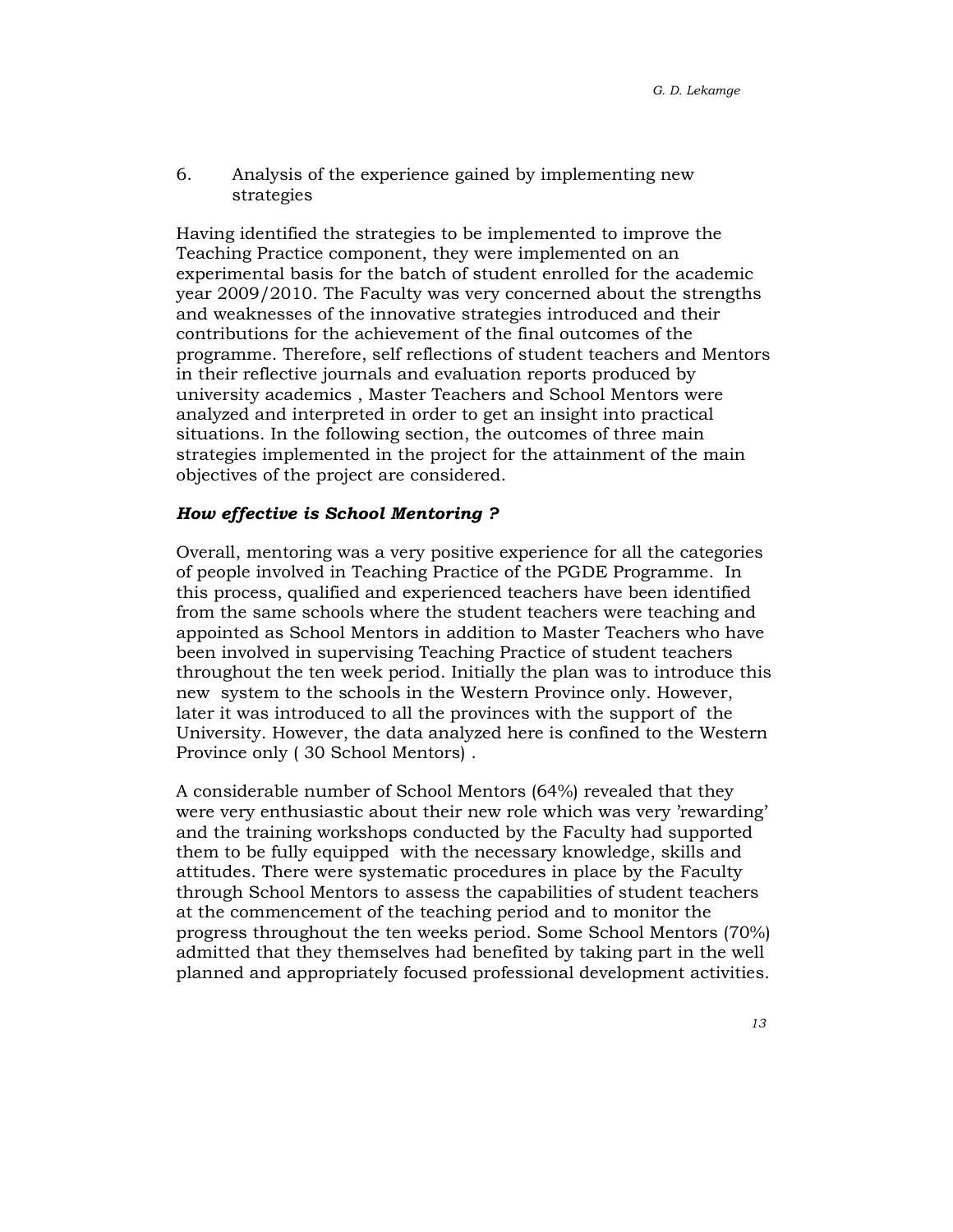## 6. Analysis of the experience gained by implementing new strategies

Having identified the strategies to be implemented to improve the Teaching Practice component, they were implemented on an experimental basis for the batch of student enrolled for the academic year 2009/2010. The Faculty was very concerned about the strengths and weaknesses of the innovative strategies introduced and their contributions for the achievement of the final outcomes of the programme. Therefore, self reflections of student teachers and Mentors in their reflective journals and evaluation reports produced by university academics , Master Teachers and School Mentors were analyzed and interpreted in order to get an insight into practical situations. In the following section, the outcomes of three main strategies implemented in the project for the attainment of the main objectives of the project are considered.

***How effective is School Mentoring ?***

Overall, mentoring was a very positive experience for all the categories of people involved in Teaching Practice of the PGDE Programme. In this process, qualified and experienced teachers have been identified from the same schools where the student teachers were teaching and appointed as School Mentors in addition to Master Teachers who have been involved in supervising Teaching Practice of student teachers throughout the ten week period. Initially the plan was to introduce this new system to the schools in the Western Province only. However, later it was introduced to all the provinces with the support of the University. However, the data analyzed here is confined to the Western Province only ( 30 School Mentors) .

A considerable number of School Mentors (64%) revealed that they were very enthusiastic about their new role which was very 'rewarding' and the training workshops conducted by the Faculty had supported them to be fully equipped with the necessary knowledge, skills and attitudes. There were systematic procedures in place by the Faculty through School Mentors to assess the capabilities of student teachers at the commencement of the teaching period and to monitor the progress throughout the ten weeks period. Some School Mentors (70%) admitted that they themselves had benefited by taking part in the well planned and appropriately focused professional development activities.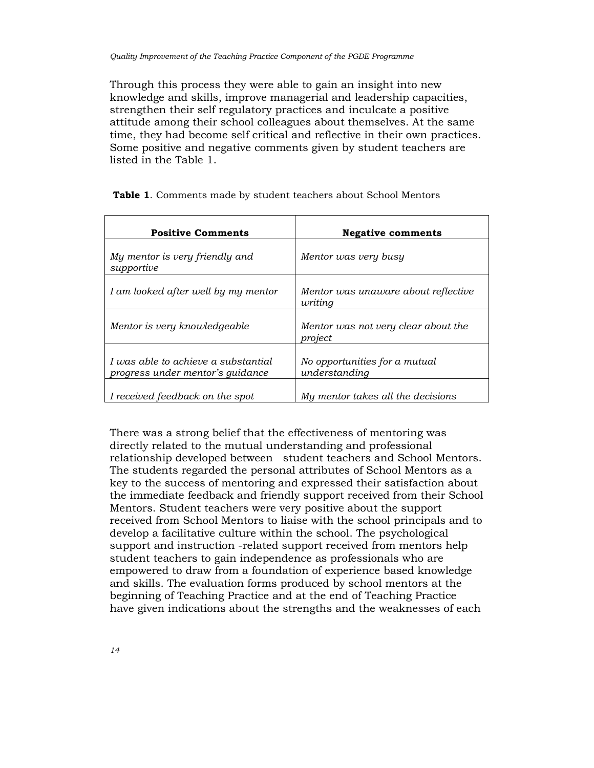Through this process they were able to gain an insight into new knowledge and skills, improve managerial and leadership capacities, strengthen their self regulatory practices and inculcate a positive attitude among their school colleagues about themselves. At the same time, they had become self critical and reflective in their own practices. Some positive and negative comments given by student teachers are listed in the Table 1.

**Table 1**. Comments made by student teachers about School Mentors

| **Positive Comments** | **Negative comments** |
|---|---|
| *My mentor is very friendly and supportive* | *Mentor was very busy* |
| *I am looked after well by my mentor* | *Mentor was unaware about reflective writing* |
| *Mentor is very knowledgeable* | *Mentor was not very clear about the project* |
| *I was able to achieve a substantial progress under mentor's guidance* | *No opportunities for a mutual understanding* |
| *I received feedback on the spot* | *My mentor takes all the decisions* |

There was a strong belief that the effectiveness of mentoring was directly related to the mutual understanding and professional relationship developed between student teachers and School Mentors. The students regarded the personal attributes of School Mentors as a key to the success of mentoring and expressed their satisfaction about the immediate feedback and friendly support received from their School Mentors. Student teachers were very positive about the support received from School Mentors to liaise with the school principals and to develop a facilitative culture within the school. The psychological support and instruction -related support received from mentors help student teachers to gain independence as professionals who are empowered to draw from a foundation of experience based knowledge and skills. The evaluation forms produced by school mentors at the beginning of Teaching Practice and at the end of Teaching Practice have given indications about the strengths and the weaknesses of each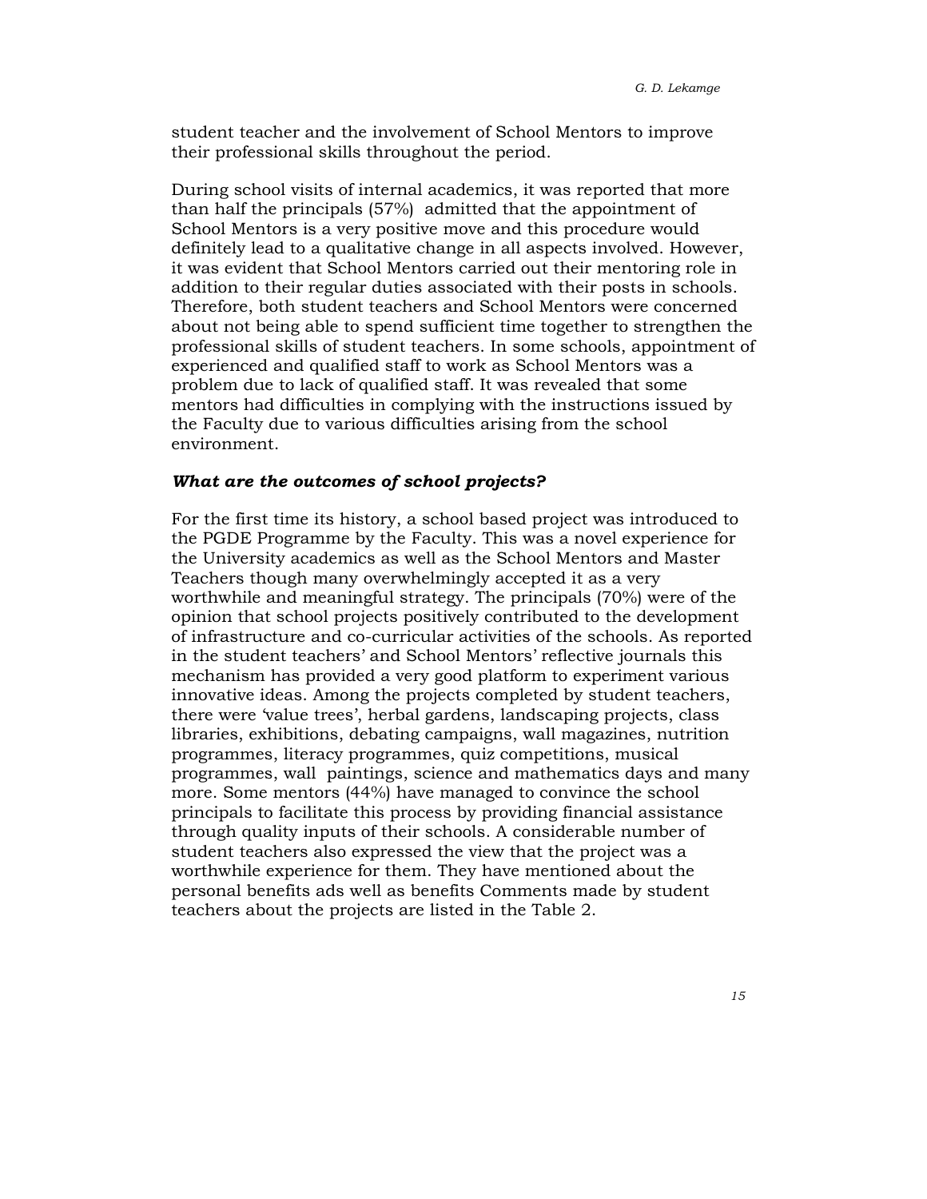student teacher and the involvement of School Mentors to improve their professional skills throughout the period.

During school visits of internal academics, it was reported that more than half the principals (57%) admitted that the appointment of School Mentors is a very positive move and this procedure would definitely lead to a qualitative change in all aspects involved. However, it was evident that School Mentors carried out their mentoring role in addition to their regular duties associated with their posts in schools. Therefore, both student teachers and School Mentors were concerned about not being able to spend sufficient time together to strengthen the professional skills of student teachers. In some schools, appointment of experienced and qualified staff to work as School Mentors was a problem due to lack of qualified staff. It was revealed that some mentors had difficulties in complying with the instructions issued by the Faculty due to various difficulties arising from the school environment.

### *What are the outcomes of school projects?*

For the first time its history, a school based project was introduced to the PGDE Programme by the Faculty. This was a novel experience for the University academics as well as the School Mentors and Master Teachers though many overwhelmingly accepted it as a very worthwhile and meaningful strategy. The principals (70%) were of the opinion that school projects positively contributed to the development of infrastructure and co-curricular activities of the schools. As reported in the student teachers' and School Mentors' reflective journals this mechanism has provided a very good platform to experiment various innovative ideas. Among the projects completed by student teachers, there were 'value trees', herbal gardens, landscaping projects, class libraries, exhibitions, debating campaigns, wall magazines, nutrition programmes, literacy programmes, quiz competitions, musical programmes, wall paintings, science and mathematics days and many more. Some mentors (44%) have managed to convince the school principals to facilitate this process by providing financial assistance through quality inputs of their schools. A considerable number of student teachers also expressed the view that the project was a worthwhile experience for them. They have mentioned about the personal benefits ads well as benefits Comments made by student teachers about the projects are listed in the Table 2.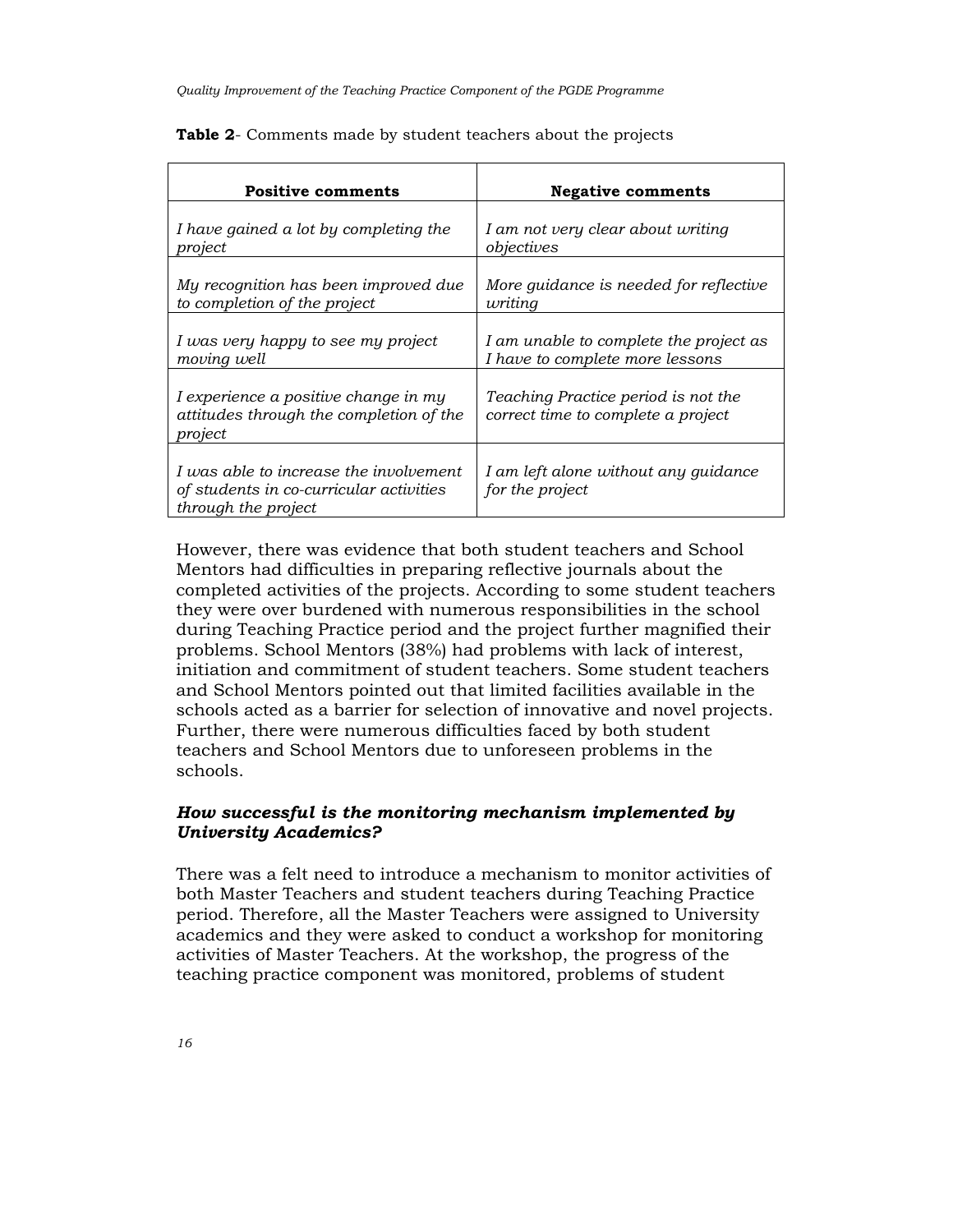**Table 2**- Comments made by student teachers about the projects

| Positive comments | Negative comments |
|---|---|
| *I have gained a lot by completing the project* | *I am not very clear about writing objectives* |
| *My recognition has been improved due to completion of the project* | *More guidance is needed for reflective writing* |
| *I was very happy to see my project moving well* | *I am unable to complete the project as I have to complete more lessons* |
| *I experience a positive change in my attitudes through the completion of the project* | *Teaching Practice period is not the correct time to complete a project* |
| *I was able to increase the involvement of students in co-curricular activities through the project* | *I am left alone without any guidance for the project* |

However, there was evidence that both student teachers and School Mentors had difficulties in preparing reflective journals about the completed activities of the projects. According to some student teachers they were over burdened with numerous responsibilities in the school during Teaching Practice period and the project further magnified their problems. School Mentors (38%) had problems with lack of interest, initiation and commitment of student teachers. Some student teachers and School Mentors pointed out that limited facilities available in the schools acted as a barrier for selection of innovative and novel projects. Further, there were numerous difficulties faced by both student teachers and School Mentors due to unforeseen problems in the schools.

### *How successful is the monitoring mechanism implemented by University Academics?*

There was a felt need to introduce a mechanism to monitor activities of both Master Teachers and student teachers during Teaching Practice period. Therefore, all the Master Teachers were assigned to University academics and they were asked to conduct a workshop for monitoring activities of Master Teachers. At the workshop, the progress of the teaching practice component was monitored, problems of student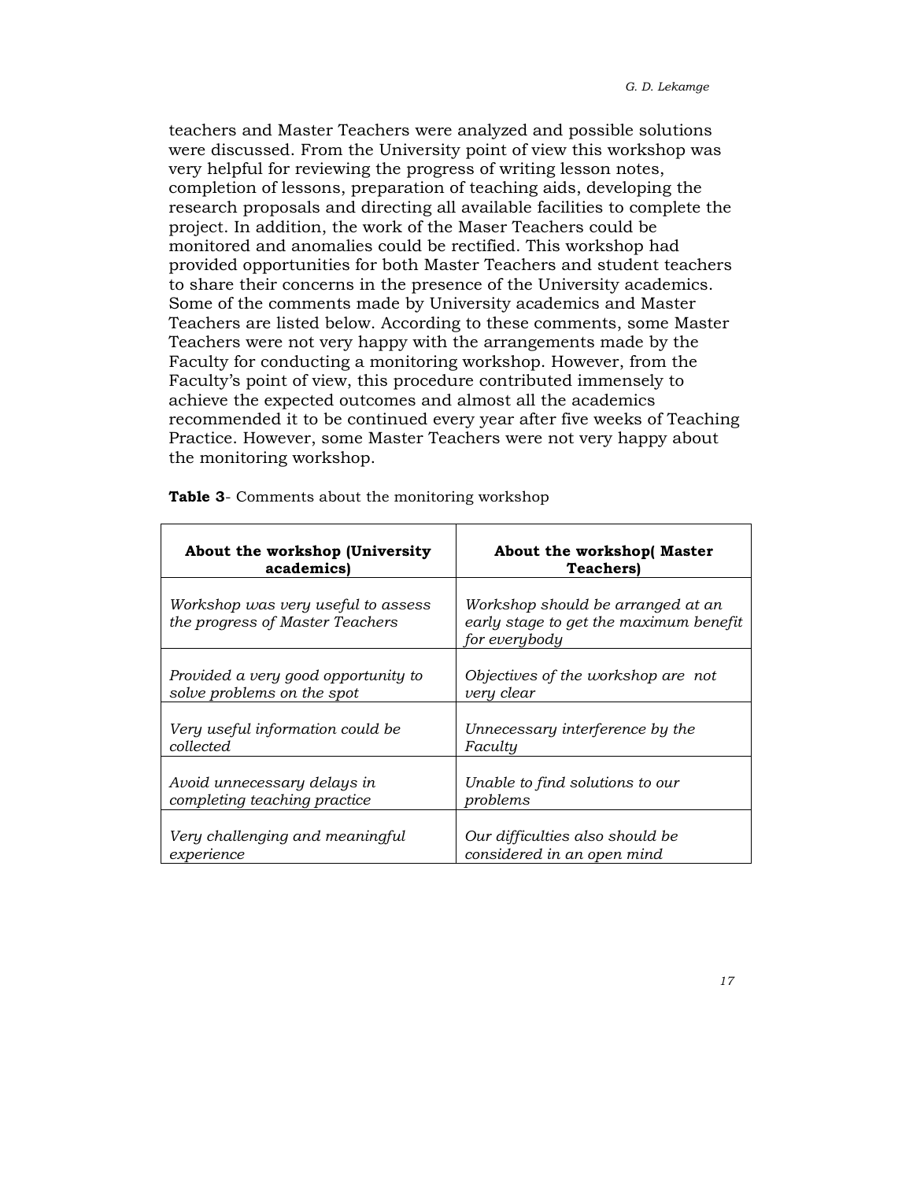teachers and Master Teachers were analyzed and possible solutions were discussed. From the University point of view this workshop was very helpful for reviewing the progress of writing lesson notes, completion of lessons, preparation of teaching aids, developing the research proposals and directing all available facilities to complete the project. In addition, the work of the Maser Teachers could be monitored and anomalies could be rectified. This workshop had provided opportunities for both Master Teachers and student teachers to share their concerns in the presence of the University academics. Some of the comments made by University academics and Master Teachers are listed below. According to these comments, some Master Teachers were not very happy with the arrangements made by the Faculty for conducting a monitoring workshop. However, from the Faculty's point of view, this procedure contributed immensely to achieve the expected outcomes and almost all the academics recommended it to be continued every year after five weeks of Teaching Practice. However, some Master Teachers were not very happy about the monitoring workshop.

**Table 3**- Comments about the monitoring workshop

| **About the workshop (University academics)** | **About the workshop( Master Teachers)** |
|---|---|
| *Workshop was very useful to assess the progress of Master Teachers* | *Workshop should be arranged at an early stage to get the maximum benefit for everybody* |
| *Provided a very good opportunity to solve problems on the spot* | *Objectives of the workshop are not very clear* |
| *Very useful information could be collected* | *Unnecessary interference by the Faculty* |
| *Avoid unnecessary delays in completing teaching practice* | *Unable to find solutions to our problems* |
| *Very challenging and meaningful experience* | *Our difficulties also should be considered in an open mind* |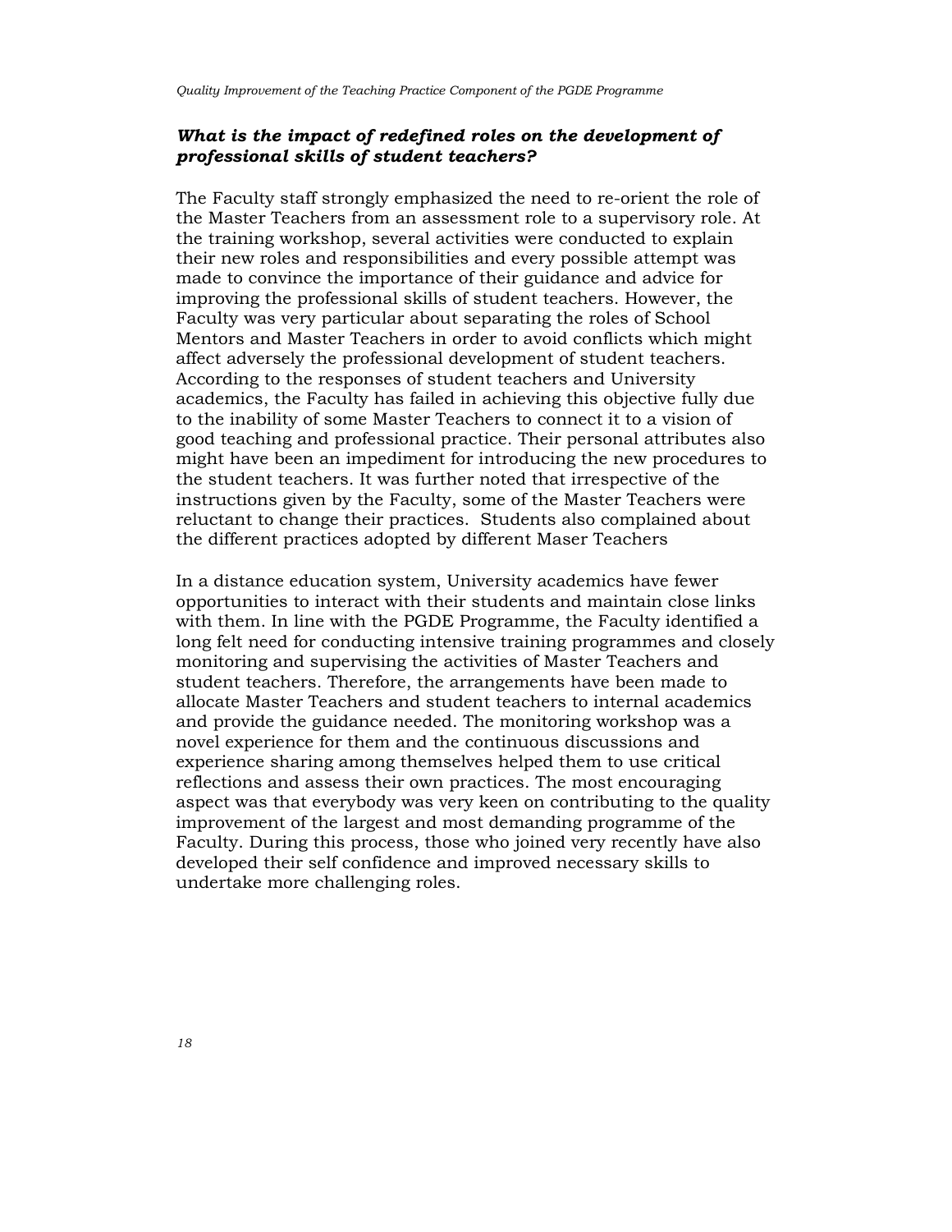### *What is the impact of redefined roles on the development of professional skills of student teachers?*

The Faculty staff strongly emphasized the need to re-orient the role of the Master Teachers from an assessment role to a supervisory role. At the training workshop, several activities were conducted to explain their new roles and responsibilities and every possible attempt was made to convince the importance of their guidance and advice for improving the professional skills of student teachers. However, the Faculty was very particular about separating the roles of School Mentors and Master Teachers in order to avoid conflicts which might affect adversely the professional development of student teachers. According to the responses of student teachers and University academics, the Faculty has failed in achieving this objective fully due to the inability of some Master Teachers to connect it to a vision of good teaching and professional practice. Their personal attributes also might have been an impediment for introducing the new procedures to the student teachers. It was further noted that irrespective of the instructions given by the Faculty, some of the Master Teachers were reluctant to change their practices. Students also complained about the different practices adopted by different Maser Teachers

In a distance education system, University academics have fewer opportunities to interact with their students and maintain close links with them. In line with the PGDE Programme, the Faculty identified a long felt need for conducting intensive training programmes and closely monitoring and supervising the activities of Master Teachers and student teachers. Therefore, the arrangements have been made to allocate Master Teachers and student teachers to internal academics and provide the guidance needed. The monitoring workshop was a novel experience for them and the continuous discussions and experience sharing among themselves helped them to use critical reflections and assess their own practices. The most encouraging aspect was that everybody was very keen on contributing to the quality improvement of the largest and most demanding programme of the Faculty. During this process, those who joined very recently have also developed their self confidence and improved necessary skills to undertake more challenging roles.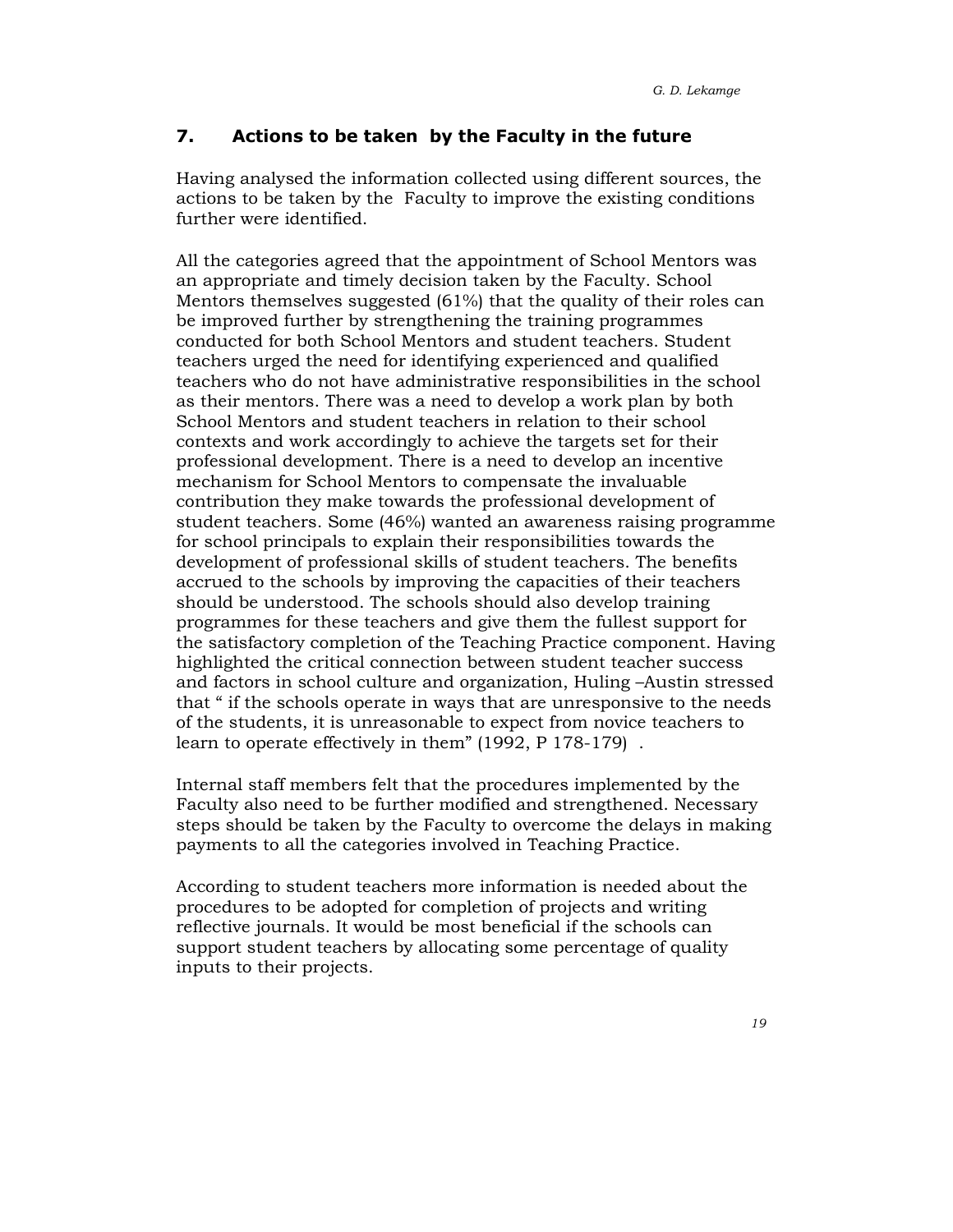## 7. Actions to be taken by the Faculty in the future

Having analysed the information collected using different sources, the actions to be taken by the Faculty to improve the existing conditions further were identified.

All the categories agreed that the appointment of School Mentors was an appropriate and timely decision taken by the Faculty. School Mentors themselves suggested (61%) that the quality of their roles can be improved further by strengthening the training programmes conducted for both School Mentors and student teachers. Student teachers urged the need for identifying experienced and qualified teachers who do not have administrative responsibilities in the school as their mentors. There was a need to develop a work plan by both School Mentors and student teachers in relation to their school contexts and work accordingly to achieve the targets set for their professional development. There is a need to develop an incentive mechanism for School Mentors to compensate the invaluable contribution they make towards the professional development of student teachers. Some (46%) wanted an awareness raising programme for school principals to explain their responsibilities towards the development of professional skills of student teachers. The benefits accrued to the schools by improving the capacities of their teachers should be understood. The schools should also develop training programmes for these teachers and give them the fullest support for the satisfactory completion of the Teaching Practice component. Having highlighted the critical connection between student teacher success and factors in school culture and organization, Huling –Austin stressed that " if the schools operate in ways that are unresponsive to the needs of the students, it is unreasonable to expect from novice teachers to learn to operate effectively in them" (1992, P 178-179) .

Internal staff members felt that the procedures implemented by the Faculty also need to be further modified and strengthened. Necessary steps should be taken by the Faculty to overcome the delays in making payments to all the categories involved in Teaching Practice.

According to student teachers more information is needed about the procedures to be adopted for completion of projects and writing reflective journals. It would be most beneficial if the schools can support student teachers by allocating some percentage of quality inputs to their projects.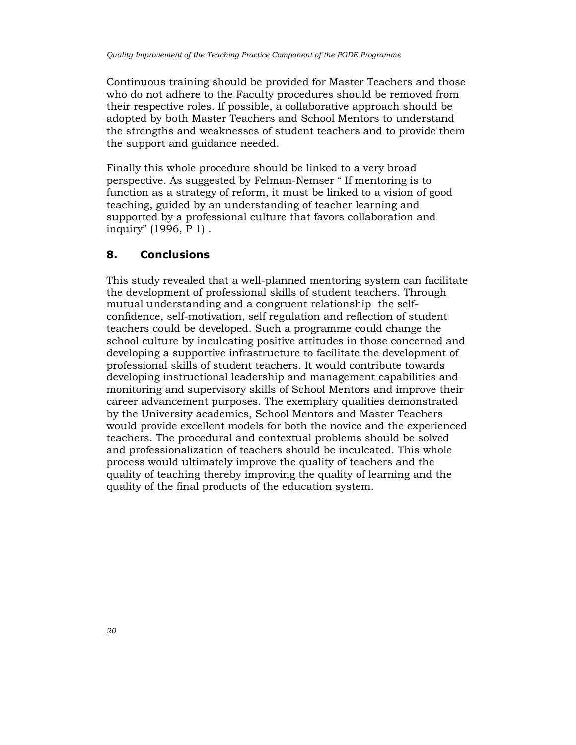Continuous training should be provided for Master Teachers and those who do not adhere to the Faculty procedures should be removed from their respective roles. If possible, a collaborative approach should be adopted by both Master Teachers and School Mentors to understand the strengths and weaknesses of student teachers and to provide them the support and guidance needed.

Finally this whole procedure should be linked to a very broad perspective. As suggested by Felman-Nemser " If mentoring is to function as a strategy of reform, it must be linked to a vision of good teaching, guided by an understanding of teacher learning and supported by a professional culture that favors collaboration and inquiry" (1996, P 1) .

## 8. Conclusions

This study revealed that a well-planned mentoring system can facilitate the development of professional skills of student teachers. Through mutual understanding and a congruent relationship the self-confidence, self-motivation, self regulation and reflection of student teachers could be developed. Such a programme could change the school culture by inculcating positive attitudes in those concerned and developing a supportive infrastructure to facilitate the development of professional skills of student teachers. It would contribute towards developing instructional leadership and management capabilities and monitoring and supervisory skills of School Mentors and improve their career advancement purposes. The exemplary qualities demonstrated by the University academics, School Mentors and Master Teachers would provide excellent models for both the novice and the experienced teachers. The procedural and contextual problems should be solved and professionalization of teachers should be inculcated. This whole process would ultimately improve the quality of teachers and the quality of teaching thereby improving the quality of learning and the quality of the final products of the education system.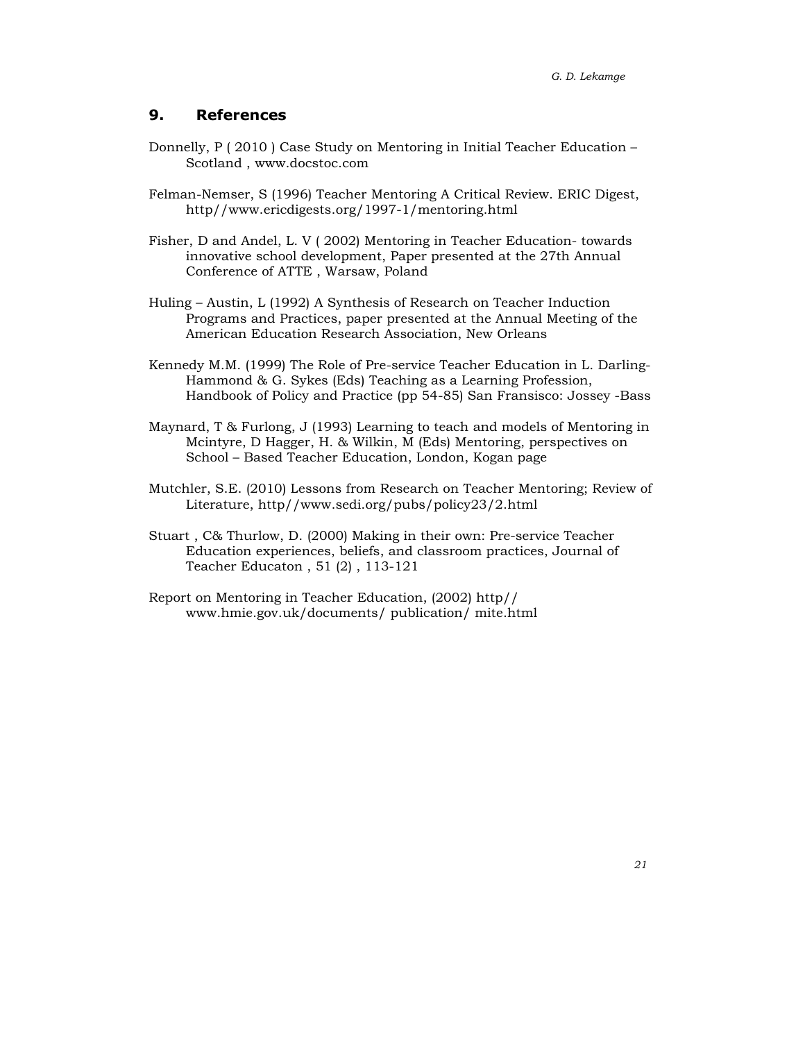## 9. References

Donnelly, P ( 2010 ) Case Study on Mentoring in Initial Teacher Education – Scotland , www.docstoc.com

Felman-Nemser, S (1996) Teacher Mentoring A Critical Review. ERIC Digest, http//www.ericdigests.org/1997-1/mentoring.html

Fisher, D and Andel, L. V ( 2002) Mentoring in Teacher Education- towards innovative school development, Paper presented at the 27th Annual Conference of ATTE , Warsaw, Poland

Huling – Austin, L (1992) A Synthesis of Research on Teacher Induction Programs and Practices, paper presented at the Annual Meeting of the American Education Research Association, New Orleans

Kennedy M.M. (1999) The Role of Pre-service Teacher Education in L. Darling-Hammond & G. Sykes (Eds) Teaching as a Learning Profession, Handbook of Policy and Practice (pp 54-85) San Fransisco: Jossey -Bass

Maynard, T & Furlong, J (1993) Learning to teach and models of Mentoring in Mcintyre, D Hagger, H. & Wilkin, M (Eds) Mentoring, perspectives on School – Based Teacher Education, London, Kogan page

Mutchler, S.E. (2010) Lessons from Research on Teacher Mentoring; Review of Literature, http//www.sedi.org/pubs/policy23/2.html

Stuart , C& Thurlow, D. (2000) Making in their own: Pre-service Teacher Education experiences, beliefs, and classroom practices, Journal of Teacher Educaton , 51 (2) , 113-121

Report on Mentoring in Teacher Education, (2002) http// www.hmie.gov.uk/documents/ publication/ mite.html